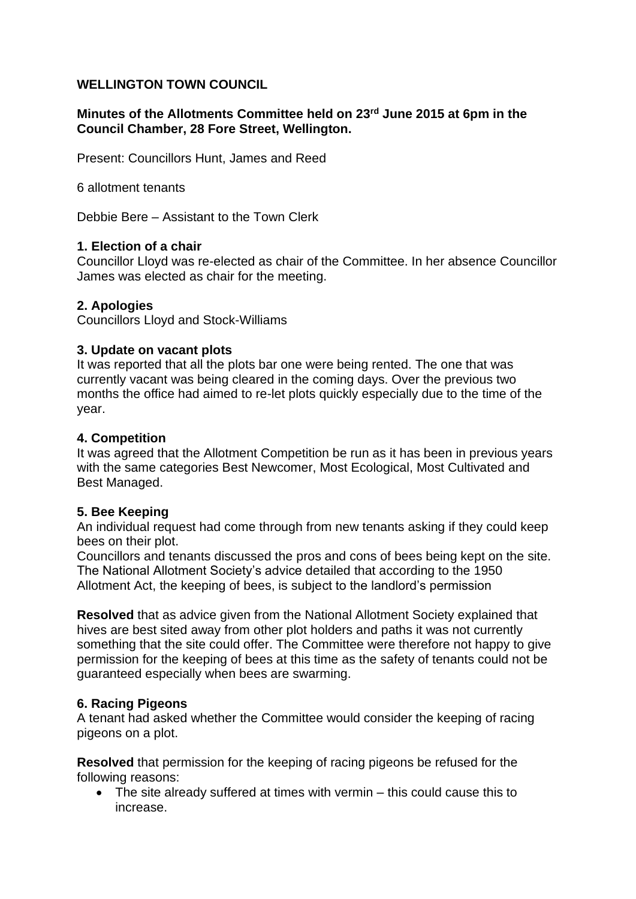**WELLINGTON TOWN COUNCIL**

**Minutes of the Allotments Committee held on 23rd June 2015 at 6pm in the Council Chamber, 28 Fore Street, Wellington.**

Present: Councillors Hunt, James and Reed

6 allotment tenants

Debbie Bere – Assistant to the Town Clerk

**1. Election of a chair**

Councillor Lloyd was re-elected as chair of the Committee. In her absence Councillor James was elected as chair for the meeting.

**2. Apologies**

Councillors Lloyd and Stock-Williams

**3. Update on vacant plots**

It was reported that all the plots bar one were being rented. The one that was currently vacant was being cleared in the coming days. Over the previous two months the office had aimed to re-let plots quickly especially due to the time of the year.

**4. Competition**

It was agreed that the Allotment Competition be run as it has been in previous years with the same categories Best Newcomer, Most Ecological, Most Cultivated and Best Managed.

**5. Bee Keeping**

An individual request had come through from new tenants asking if they could keep bees on their plot.

Councillors and tenants discussed the pros and cons of bees being kept on the site. The National Allotment Society's advice detailed that according to the 1950 Allotment Act, the keeping of bees, is subject to the landlord's permission

**Resolved** that as advice given from the National Allotment Society explained that hives are best sited away from other plot holders and paths it was not currently something that the site could offer. The Committee were therefore not happy to give permission for the keeping of bees at this time as the safety of tenants could not be guaranteed especially when bees are swarming.

**6. Racing Pigeons**

A tenant had asked whether the Committee would consider the keeping of racing pigeons on a plot.

**Resolved** that permission for the keeping of racing pigeons be refused for the following reasons:

- The site already suffered at times with vermin – this could cause this to increase.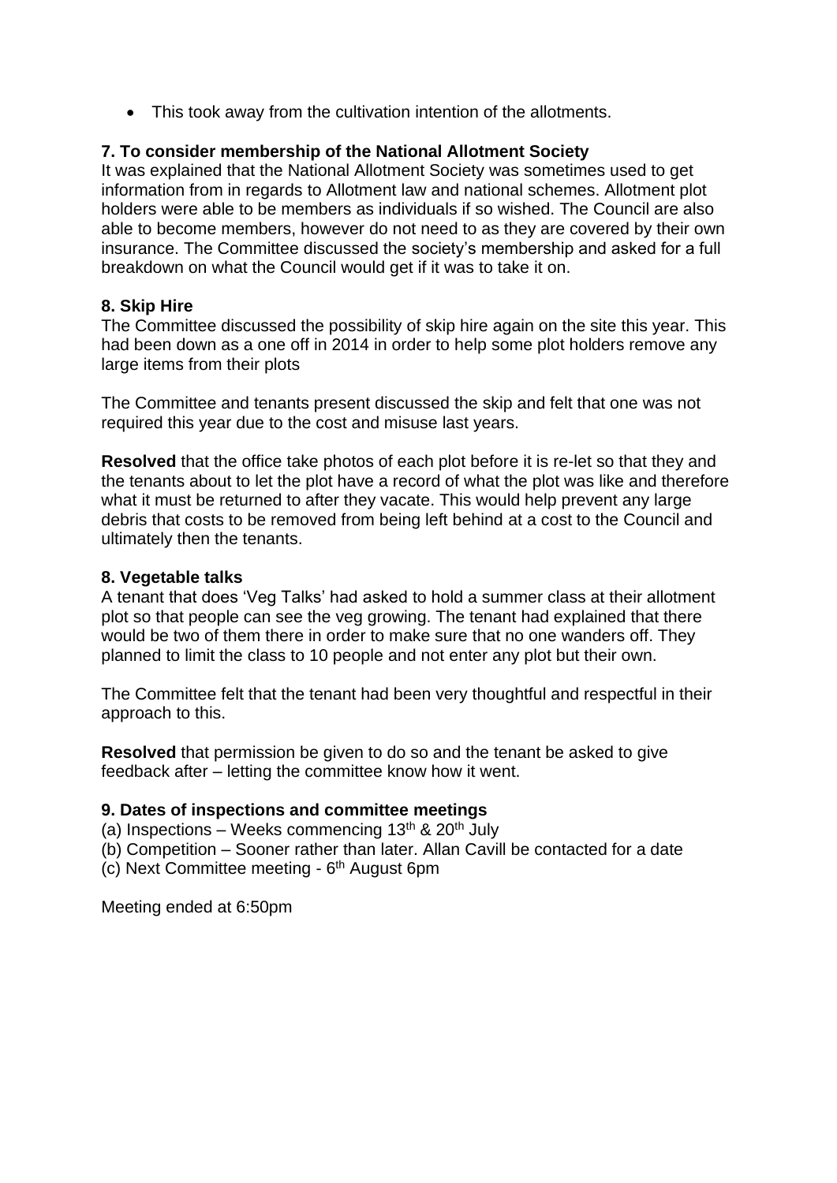- This took away from the cultivation intention of the allotments.

**7. To consider membership of the National Allotment Society**

It was explained that the National Allotment Society was sometimes used to get information from in regards to Allotment law and national schemes. Allotment plot holders were able to be members as individuals if so wished. The Council are also able to become members, however do not need to as they are covered by their own insurance. The Committee discussed the society's membership and asked for a full breakdown on what the Council would get if it was to take it on.

**8. Skip Hire**

The Committee discussed the possibility of skip hire again on the site this year. This had been down as a one off in 2014 in order to help some plot holders remove any large items from their plots

The Committee and tenants present discussed the skip and felt that one was not required this year due to the cost and misuse last years.

**Resolved** that the office take photos of each plot before it is re-let so that they and the tenants about to let the plot have a record of what the plot was like and therefore what it must be returned to after they vacate. This would help prevent any large debris that costs to be removed from being left behind at a cost to the Council and ultimately then the tenants.

**8. Vegetable talks**

A tenant that does 'Veg Talks' had asked to hold a summer class at their allotment plot so that people can see the veg growing. The tenant had explained that there would be two of them there in order to make sure that no one wanders off. They planned to limit the class to 10 people and not enter any plot but their own.

The Committee felt that the tenant had been very thoughtful and respectful in their approach to this.

**Resolved** that permission be given to do so and the tenant be asked to give feedback after – letting the committee know how it went.

**9. Dates of inspections and committee meetings**

(a) Inspections – Weeks commencing 13th & 20th July
(b) Competition – Sooner rather than later. Allan Cavill be contacted for a date
(c) Next Committee meeting - 6th August 6pm

Meeting ended at 6:50pm